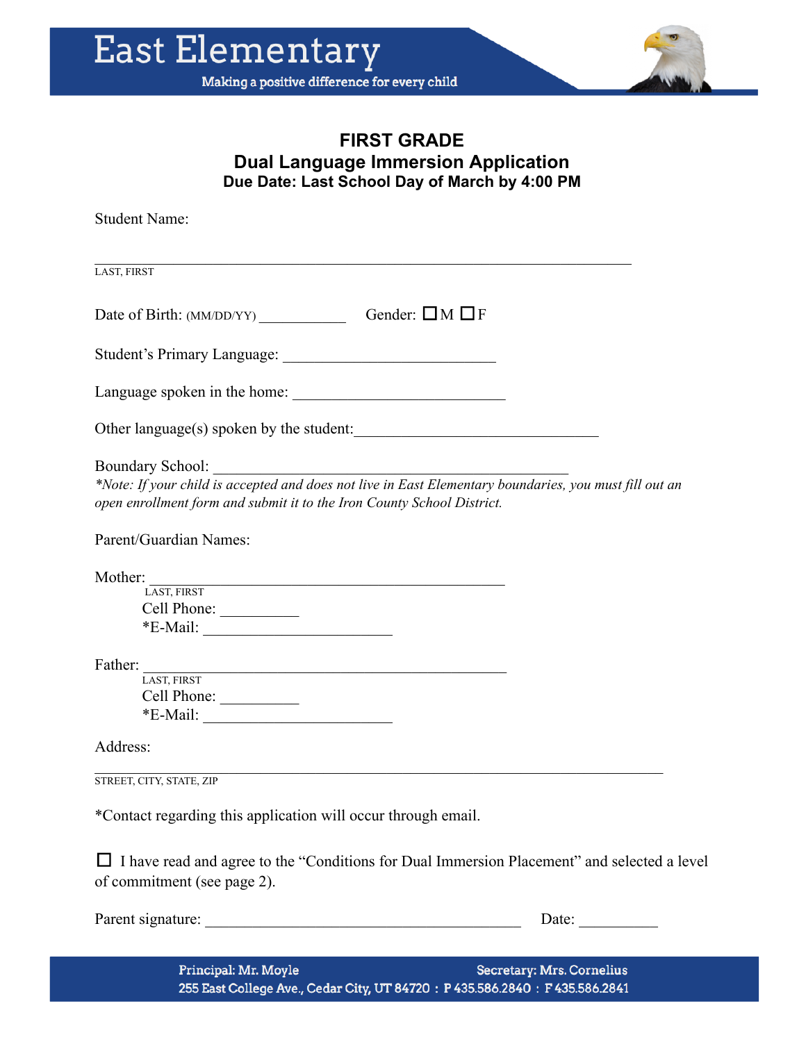# East Elementary

Making a positive difference for every child

## FIRST GRADE
## Dual Language Immersion Application
**Due Date: Last School Day of March by 4:00 PM**

Student Name:

_______________________________________________________________
LAST, FIRST

Date of Birth: (MM/DD/YY) ___________ Gender: ☐ M ☐ F

Student's Primary Language: ___________________________

Language spoken in the home: ___________________________

Other language(s) spoken by the student:______________________________

Boundary School: _____________________________________________

*\*Note: If your child is accepted and does not live in East Elementary boundaries, you must fill out an open enrollment form and submit it to the Iron County School District.*

Parent/Guardian Names:

Mother: _____________________________________________
LAST, FIRST
Cell Phone: __________
*E-Mail: ________________________

Father: _____________________________________________
LAST, FIRST
Cell Phone: __________
*E-Mail: ________________________

Address:

_______________________________________________________________
STREET, CITY, STATE, ZIP

*Contact regarding this application will occur through email.

☐ I have read and agree to the "Conditions for Dual Immersion Placement" and selected a level of commitment (see page 2).

Parent signature: ________________________________________ Date: __________

Principal: Mr. Moyle Secretary: Mrs. Cornelius
255 East College Ave., Cedar City, UT 84720 : P 435.586.2840 : F 435.586.2841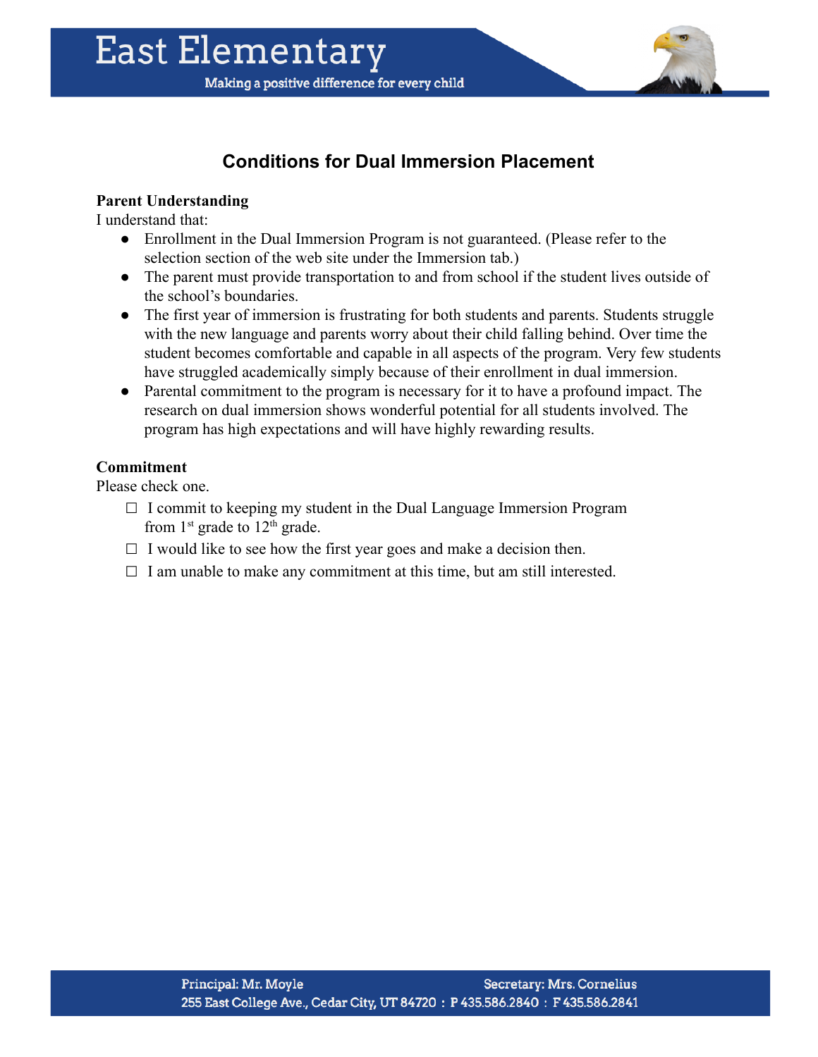## Conditions for Dual Immersion Placement

**Parent Understanding**

I understand that:

- Enrollment in the Dual Immersion Program is not guaranteed. (Please refer to the selection section of the web site under the Immersion tab.)
- The parent must provide transportation to and from school if the student lives outside of the school's boundaries.
- The first year of immersion is frustrating for both students and parents. Students struggle with the new language and parents worry about their child falling behind. Over time the student becomes comfortable and capable in all aspects of the program. Very few students have struggled academically simply because of their enrollment in dual immersion.
- Parental commitment to the program is necessary for it to have a profound impact. The research on dual immersion shows wonderful potential for all students involved. The program has high expectations and will have highly rewarding results.

**Commitment**

Please check one.

☐ I commit to keeping my student in the Dual Language Immersion Program from 1st grade to 12th grade.

☐ I would like to see how the first year goes and make a decision then.

☐ I am unable to make any commitment at this time, but am still interested.